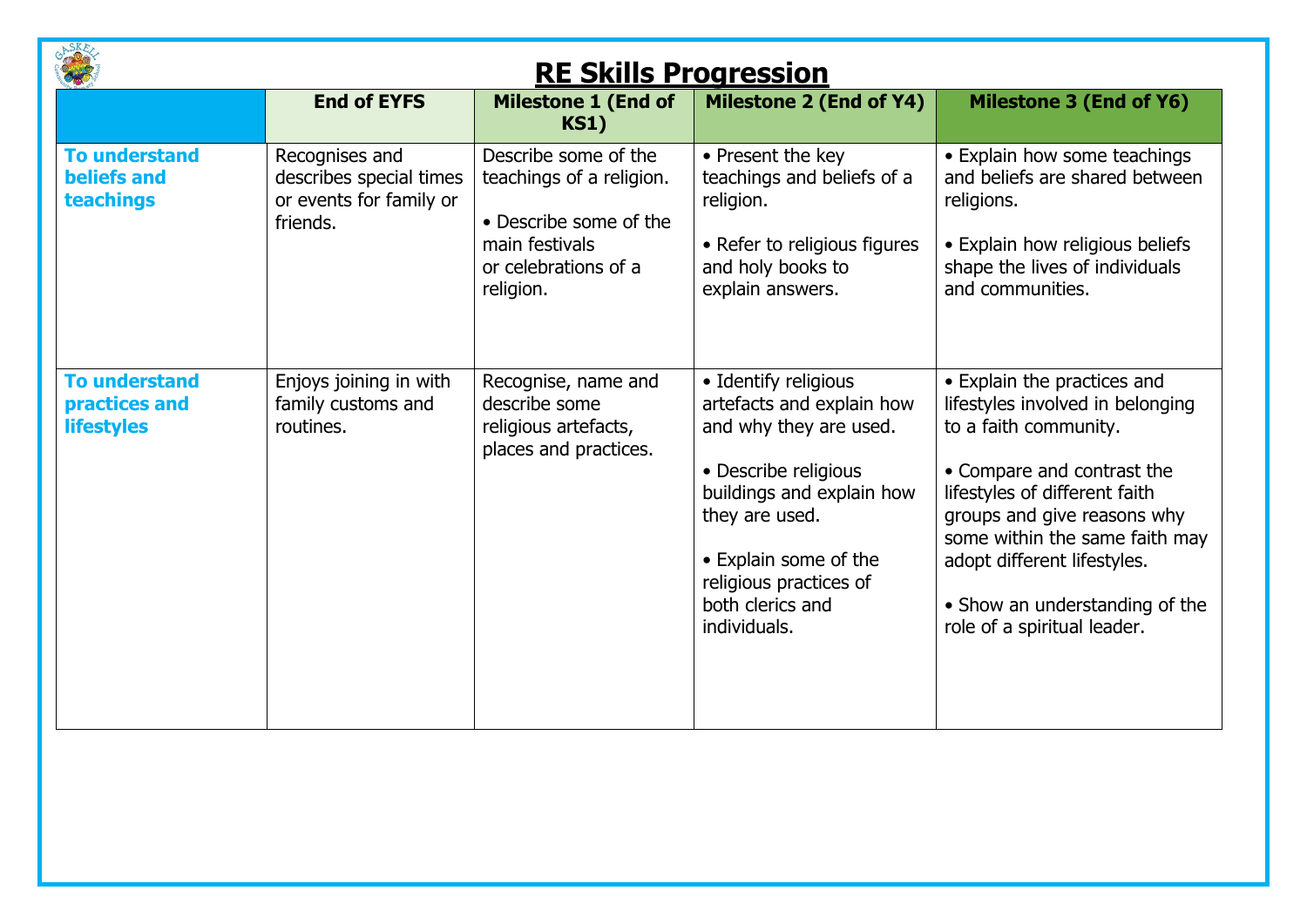# RE Skills Progression

| | End of EYFS | Milestone 1 (End of KS1) | Milestone 2 (End of Y4) | Milestone 3 (End of Y6) |
|---|---|---|---|---|
| **To understand beliefs and teachings** | Recognises and describes special times or events for family or friends. | Describe some of the teachings of a religion.<br><br>• Describe some of the main festivals or celebrations of a religion. | • Present the key teachings and beliefs of a religion.<br><br>• Refer to religious figures and holy books to explain answers. | • Explain how some teachings and beliefs are shared between religions.<br><br>• Explain how religious beliefs shape the lives of individuals and communities. |
| **To understand practices and lifestyles** | Enjoys joining in with family customs and routines. | Recognise, name and describe some religious artefacts, places and practices. | • Identify religious artefacts and explain how and why they are used.<br><br>• Describe religious buildings and explain how they are used.<br><br>• Explain some of the religious practices of both clerics and individuals. | • Explain the practices and lifestyles involved in belonging to a faith community.<br><br>• Compare and contrast the lifestyles of different faith groups and give reasons why some within the same faith may adopt different lifestyles.<br><br>• Show an understanding of the role of a spiritual leader. |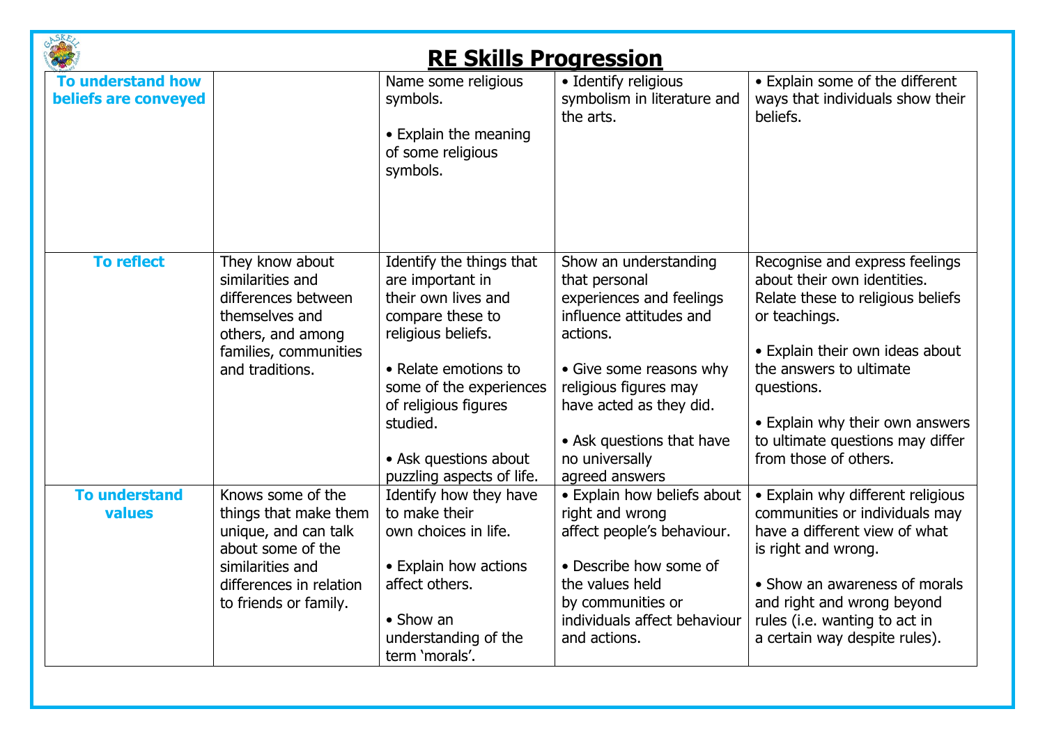# RE Skills Progression

| | | | | |
|---|---|---|---|---|
| **To understand how beliefs are conveyed** | | Name some religious symbols.<br><br>• Explain the meaning of some religious symbols. | • Identify religious symbolism in literature and the arts. | • Explain some of the different ways that individuals show their beliefs. |
| **To reflect** | They know about similarities and differences between themselves and others, and among families, communities and traditions. | Identify the things that are important in their own lives and compare these to religious beliefs.<br><br>• Relate emotions to some of the experiences of religious figures studied.<br><br>• Ask questions about puzzling aspects of life. | Show an understanding that personal experiences and feelings influence attitudes and actions.<br><br>• Give some reasons why religious figures may have acted as they did.<br><br>• Ask questions that have no universally agreed answers | Recognise and express feelings about their own identities. Relate these to religious beliefs or teachings.<br><br>• Explain their own ideas about the answers to ultimate questions.<br><br>• Explain why their own answers to ultimate questions may differ from those of others. |
| **To understand values** | Knows some of the things that make them unique, and can talk about some of the similarities and differences in relation to friends or family. | Identify how they have to make their own choices in life.<br><br>• Explain how actions affect others.<br><br>• Show an understanding of the term 'morals'. | • Explain how beliefs about right and wrong affect people's behaviour.<br><br>• Describe how some of the values held by communities or individuals affect behaviour and actions. | • Explain why different religious communities or individuals may have a different view of what is right and wrong.<br><br>• Show an awareness of morals and right and wrong beyond rules (i.e. wanting to act in a certain way despite rules). |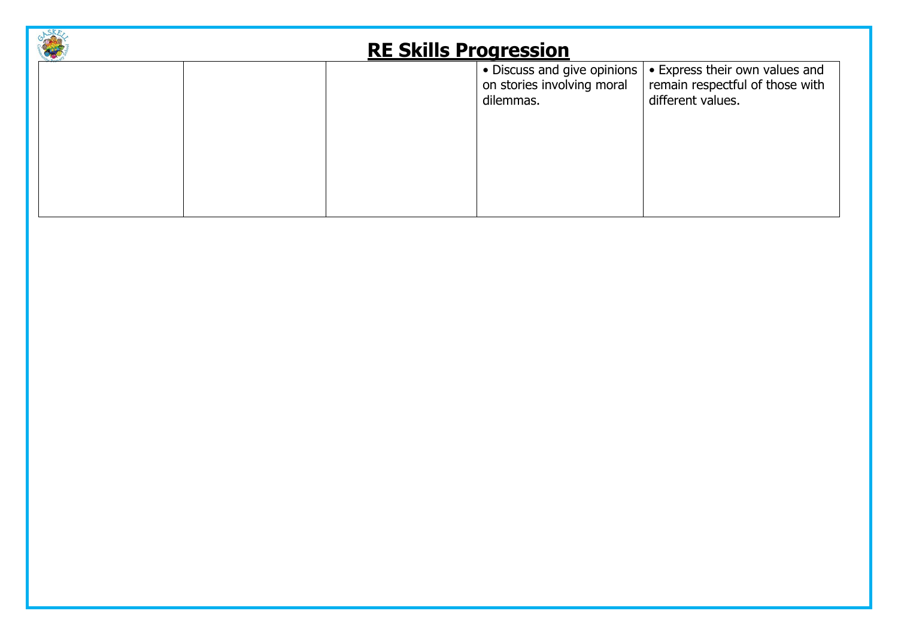# RE Skills Progression

| | | | | |
|---|---|---|---|---|
| | | | • Discuss and give opinions on stories involving moral dilemmas. | • Express their own values and remain respectful of those with different values. |